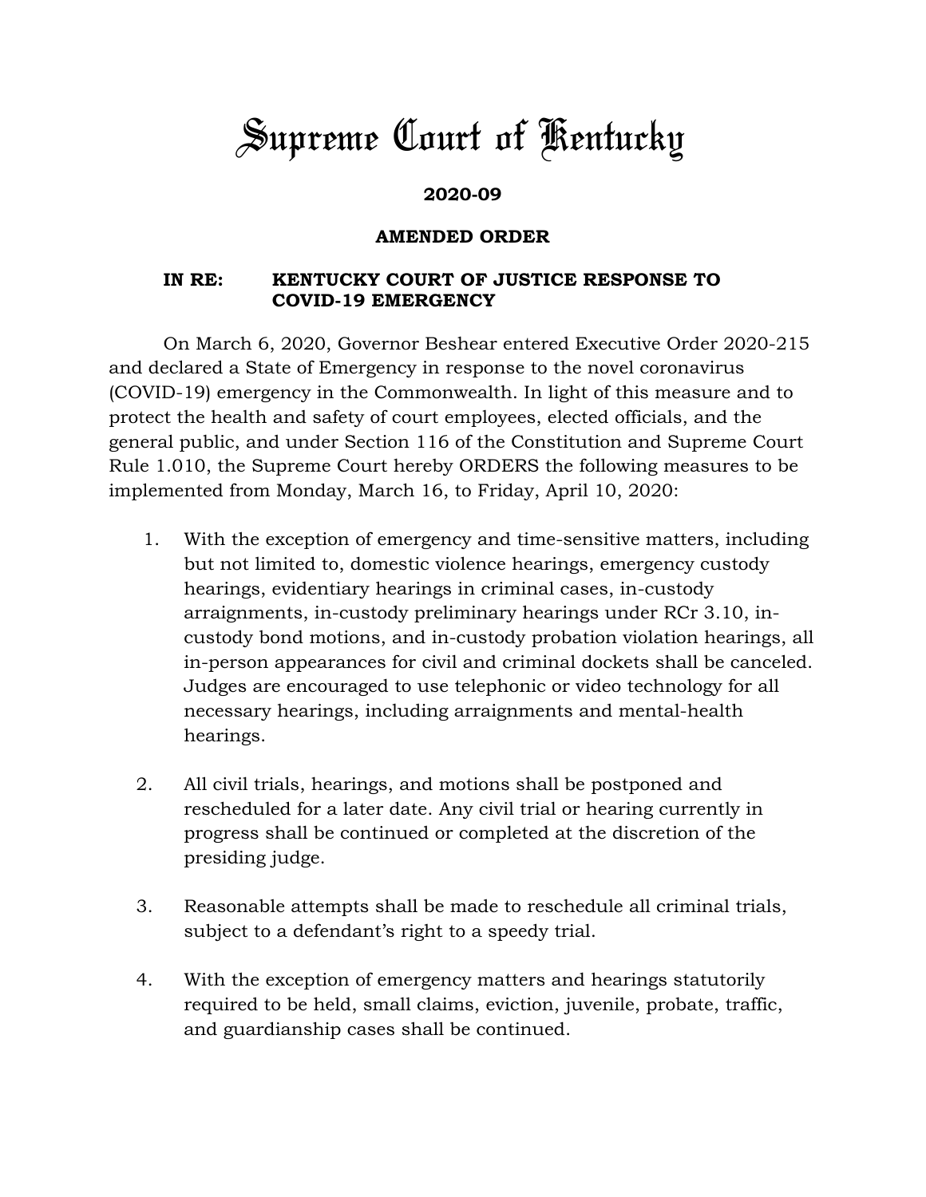# Supreme Court of Kentucky

**2020-09**

**AMENDED ORDER**

**IN RE: KENTUCKY COURT OF JUSTICE RESPONSE TO COVID-19 EMERGENCY**

On March 6, 2020, Governor Beshear entered Executive Order 2020-215 and declared a State of Emergency in response to the novel coronavirus (COVID-19) emergency in the Commonwealth. In light of this measure and to protect the health and safety of court employees, elected officials, and the general public, and under Section 116 of the Constitution and Supreme Court Rule 1.010, the Supreme Court hereby ORDERS the following measures to be implemented from Monday, March 16, to Friday, April 10, 2020:

1. With the exception of emergency and time-sensitive matters, including but not limited to, domestic violence hearings, emergency custody hearings, evidentiary hearings in criminal cases, in-custody arraignments, in-custody preliminary hearings under RCr 3.10, in-custody bond motions, and in-custody probation violation hearings, all in-person appearances for civil and criminal dockets shall be canceled. Judges are encouraged to use telephonic or video technology for all necessary hearings, including arraignments and mental-health hearings.

2. All civil trials, hearings, and motions shall be postponed and rescheduled for a later date. Any civil trial or hearing currently in progress shall be continued or completed at the discretion of the presiding judge.

3. Reasonable attempts shall be made to reschedule all criminal trials, subject to a defendant's right to a speedy trial.

4. With the exception of emergency matters and hearings statutorily required to be held, small claims, eviction, juvenile, probate, traffic, and guardianship cases shall be continued.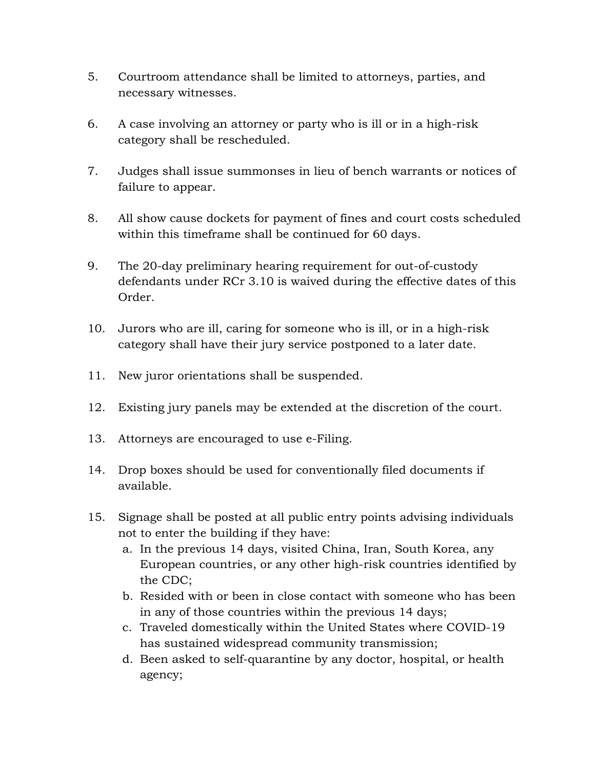5. Courtroom attendance shall be limited to attorneys, parties, and necessary witnesses.

6. A case involving an attorney or party who is ill or in a high-risk category shall be rescheduled.

7. Judges shall issue summonses in lieu of bench warrants or notices of failure to appear.

8. All show cause dockets for payment of fines and court costs scheduled within this timeframe shall be continued for 60 days.

9. The 20-day preliminary hearing requirement for out-of-custody defendants under RCr 3.10 is waived during the effective dates of this Order.

10. Jurors who are ill, caring for someone who is ill, or in a high-risk category shall have their jury service postponed to a later date.

11. New juror orientations shall be suspended.

12. Existing jury panels may be extended at the discretion of the court.

13. Attorneys are encouraged to use e-Filing.

14. Drop boxes should be used for conventionally filed documents if available.

15. Signage shall be posted at all public entry points advising individuals not to enter the building if they have:
    a. In the previous 14 days, visited China, Iran, South Korea, any European countries, or any other high-risk countries identified by the CDC;
    b. Resided with or been in close contact with someone who has been in any of those countries within the previous 14 days;
    c. Traveled domestically within the United States where COVID-19 has sustained widespread community transmission;
    d. Been asked to self-quarantine by any doctor, hospital, or health agency;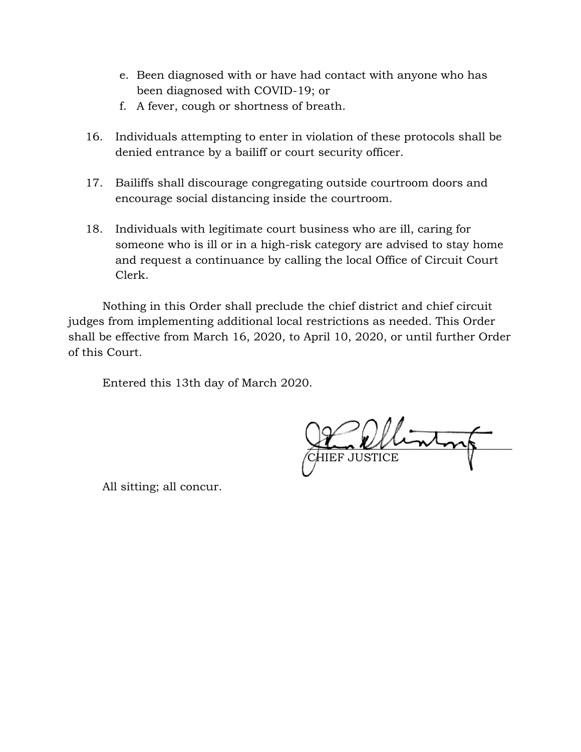e. Been diagnosed with or have had contact with anyone who has been diagnosed with COVID-19; or
   f. A fever, cough or shortness of breath.

16. Individuals attempting to enter in violation of these protocols shall be denied entrance by a bailiff or court security officer.

17. Bailiffs shall discourage congregating outside courtroom doors and encourage social distancing inside the courtroom.

18. Individuals with legitimate court business who are ill, caring for someone who is ill or in a high-risk category are advised to stay home and request a continuance by calling the local Office of Circuit Court Clerk.

Nothing in this Order shall preclude the chief district and chief circuit judges from implementing additional local restrictions as needed. This Order shall be effective from March 16, 2020, to April 10, 2020, or until further Order of this Court.

Entered this 13th day of March 2020.

CHIEF JUSTICE

All sitting; all concur.